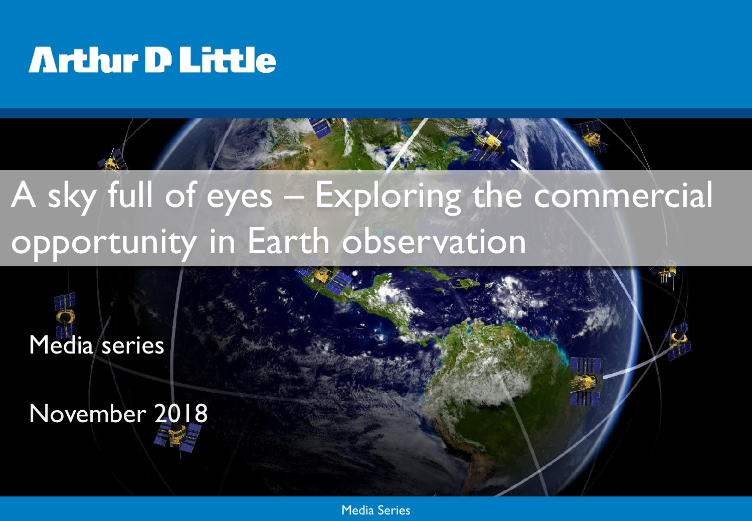Arthur D Little

# A sky full of eyes – Exploring the commercial opportunity in Earth observation

Media series

November 2018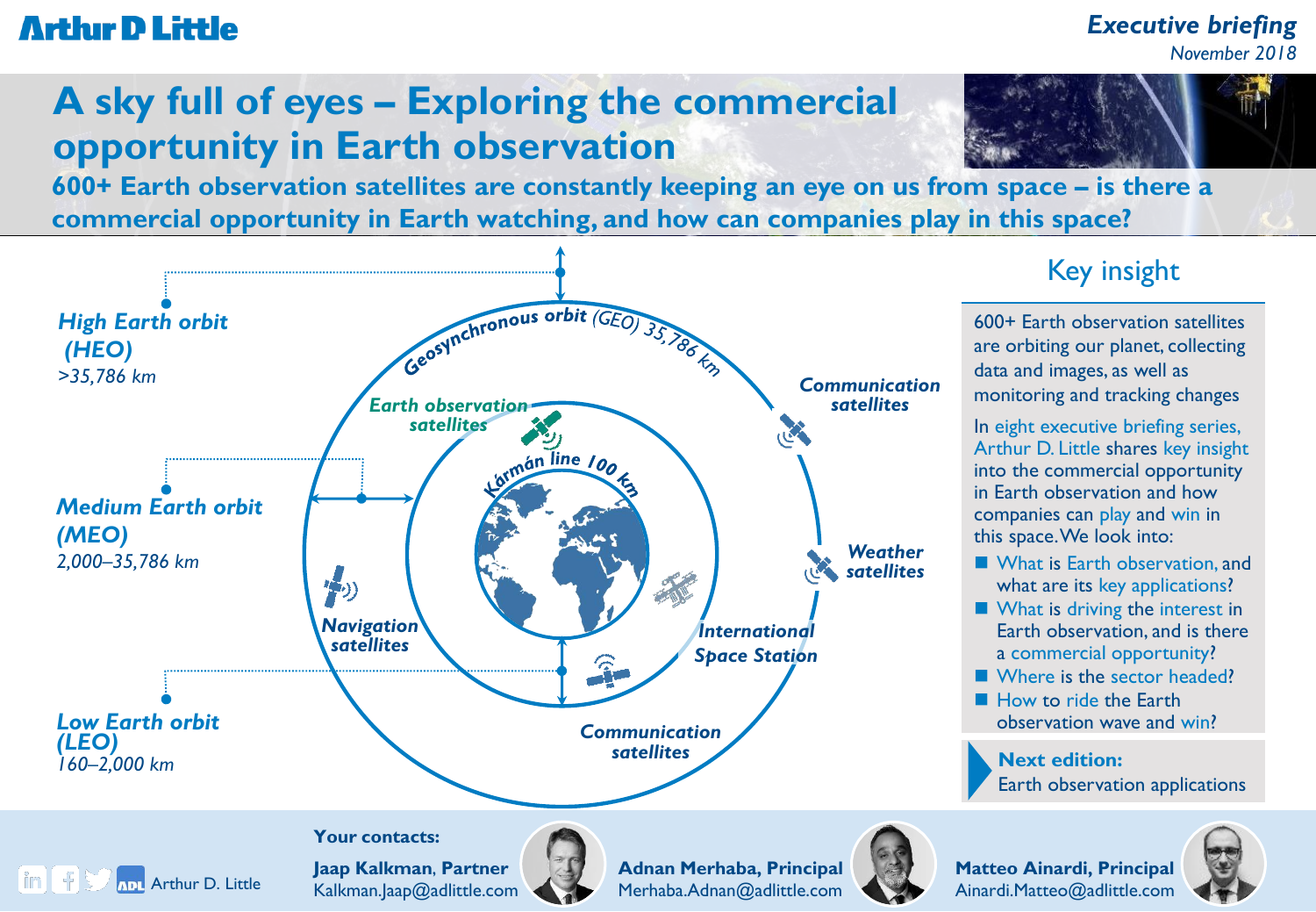# A sky full of eyes – Exploring the commercial opportunity in Earth observation

## 600+ Earth observation satellites are constantly keeping an eye on us from space – is there a commercial opportunity in Earth watching, and how can companies play in this space?

*High Earth orbit (HEO)*
*>35,786 km*

*Medium Earth orbit (MEO)*
*2,000–35,786 km*

*Low Earth orbit (LEO)*
*160–2,000 km*

*Geosynchronous orbit (GEO) 35,786 km*

*Earth observation satellites*

*Kármán line 100 km*

*Communication satellites*

*Weather satellites*

*Navigation satellites*

*International Space Station*

*Communication satellites*

## Key insight

600+ Earth observation satellites are orbiting our planet, collecting data and images, as well as monitoring and tracking changes

In eight executive briefing series, Arthur D. Little shares key insight into the commercial opportunity in Earth observation and how companies can play and win in this space. We look into:

- What is Earth observation, and what are its key applications?
- What is driving the interest in Earth observation, and is there a commercial opportunity?
- Where is the sector headed?
- How to ride the Earth observation wave and win?

**Next edition:**
Earth observation applications

**Your contacts:**

**Jaap Kalkman, Partner**
Kalkman.Jaap@adlittle.com

**Adnan Merhaba, Principal**
Merhaba.Adnan@adlittle.com

**Matteo Ainardi, Principal**
Ainardi.Matteo@adlittle.com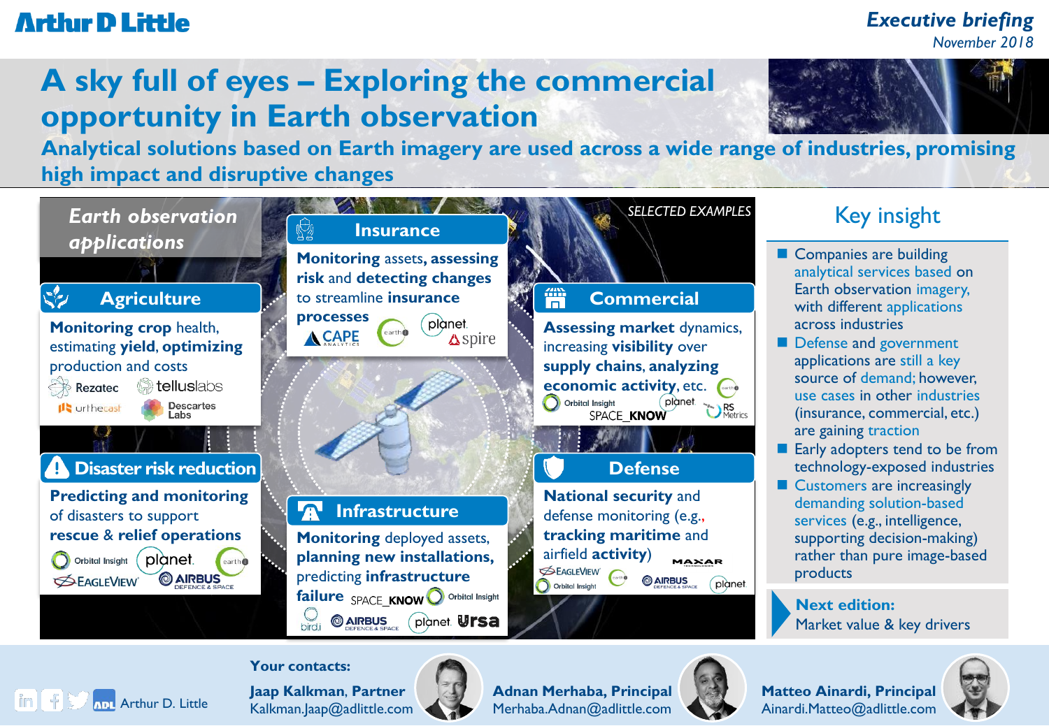**Executive briefing**
*November 2018*

# A sky full of eyes – Exploring the commercial opportunity in Earth observation

## Analytical solutions based on Earth imagery are used across a wide range of industries, promising high impact and disruptive changes

### *Earth observation applications*

*SELECTED EXAMPLES*

#### Agriculture

**Monitoring crop** health, estimating **yield**, **optimizing** production and costs

Rezatec, telluslabs, urthecast, Descartes Labs

#### Insurance

**Monitoring** assets, **assessing risk** and **detecting changes** to streamline **insurance processes**

CAPE Analytics, earthi, planet, spire

#### Commercial

**Assessing market** dynamics, increasing **visibility** over **supply chains, analyzing economic activity**, etc.

earthi, Orbital Insight, planet, RS Metrics, SPACE_KNOW

#### Disaster risk reduction

**Predicting and monitoring** of disasters to support **rescue & relief operations**

Orbital Insight, planet, earthi, EagleView, Airbus Defence & Space

#### Infrastructure

**Monitoring** deployed assets, **planning new installations,** predicting **infrastructure failure**

SPACE_KNOW, Orbital Insight, birdi, Airbus Defence & Space, planet, Ursa

#### Defense

**National security** and defense monitoring (e.g., **tracking maritime** and airfield **activity**)

Maxar, EagleView, Orbital Insight, earthi, Airbus Defence & Space, planet

## Key insight

- Companies are building analytical services based on Earth observation imagery, with different applications across industries
- Defense and government applications are still a key source of demand; however, use cases in other industries (insurance, commercial, etc.) are gaining traction
- Early adopters tend to be from technology-exposed industries
- Customers are increasingly demanding solution-based services (e.g., intelligence, supporting decision-making) rather than pure image-based products

**Next edition:**
Market value & key drivers

**Your contacts:**

**Jaap Kalkman, Partner**
Kalkman.Jaap@adlittle.com

**Adnan Merhaba, Principal**
Merhaba.Adnan@adlittle.com

**Matteo Ainardi, Principal**
Ainardi.Matteo@adlittle.com

Arthur D. Little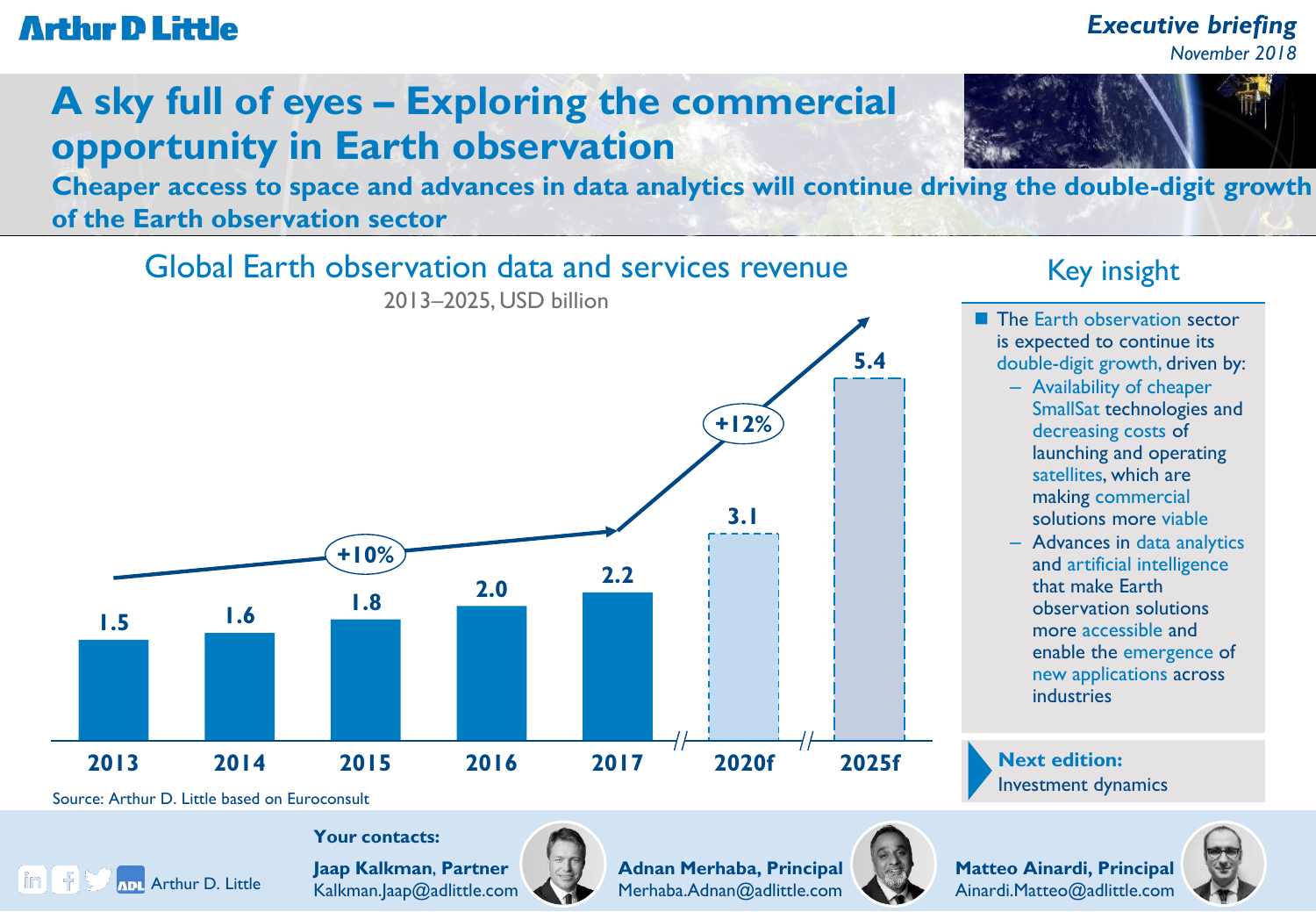# A sky full of eyes – Exploring the commercial opportunity in Earth observation

**Cheaper access to space and advances in data analytics will continue driving the double-digit growth of the Earth observation sector**

*Executive briefing*
*November 2018*

## Global Earth observation data and services revenue

2013–2025, USD billion

| Year | Revenue |
|---|---|
| 2013 | 1.5 |
| 2014 | 1.6 |
| 2015 | 1.8 |
| 2016 | 2.0 |
| 2017 | 2.2 |
| 2020f | 3.1 |
| 2025f | 5.4 |

+10% (2013–2017)
+12% (2017–2025f)

Source: Arthur D. Little based on Euroconsult

## Key insight

- The Earth observation sector is expected to continue its double-digit growth, driven by:
  - Availability of cheaper SmallSat technologies and decreasing costs of launching and operating satellites, which are making commercial solutions more viable
  - Advances in data analytics and artificial intelligence that make Earth observation solutions more accessible and enable the emergence of new applications across industries

**Next edition:**
Investment dynamics

**Your contacts:**

**Jaap Kalkman, Partner**
Kalkman.Jaap@adlittle.com

**Adnan Merhaba, Principal**
Merhaba.Adnan@adlittle.com

**Matteo Ainardi, Principal**
Ainardi.Matteo@adlittle.com

Arthur D. Little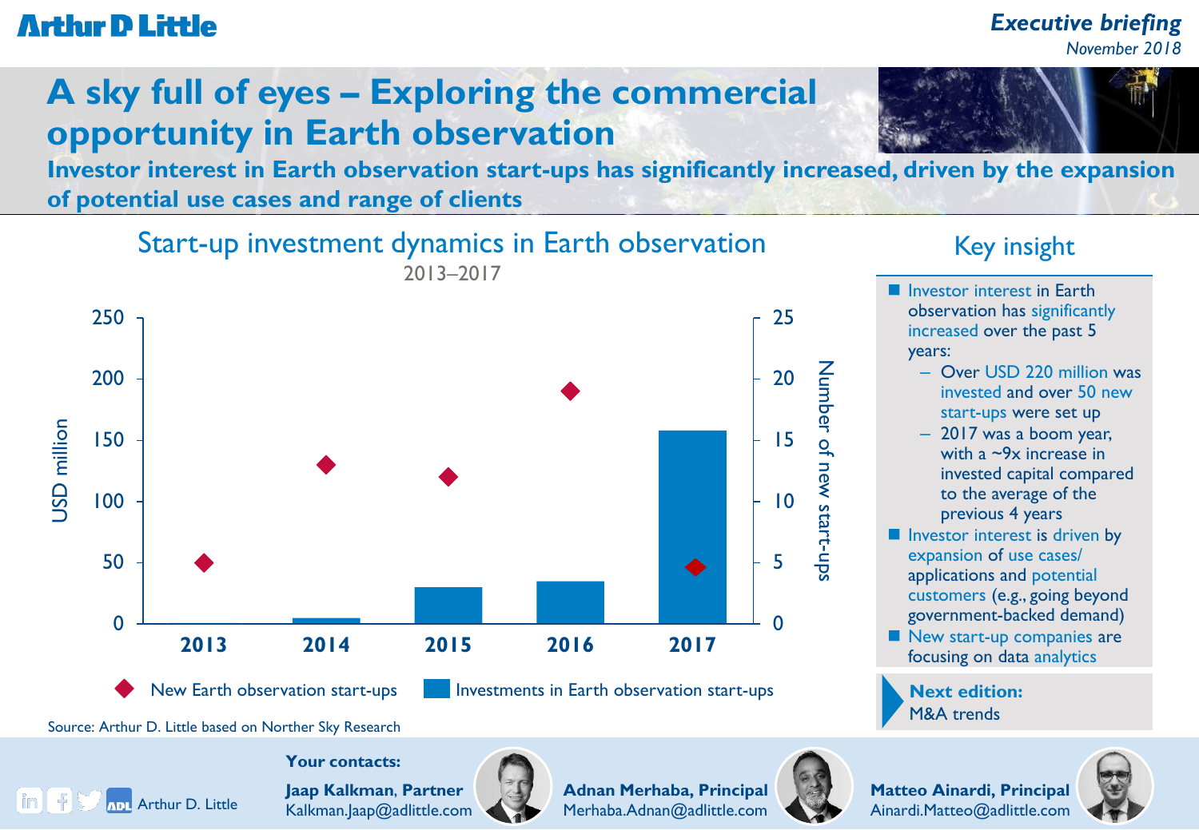Arthur D Little

*Executive briefing*
*November 2018*

# A sky full of eyes – Exploring the commercial opportunity in Earth observation

**Investor interest in Earth observation start-ups has significantly increased, driven by the expansion of potential use cases and range of clients**

## Start-up investment dynamics in Earth observation

2013–2017

| Year | Investments in Earth observation start-ups (USD million) | New Earth observation start-ups (number) |
|---|---|---|
| 2013 | ~0 | 5 |
| 2014 | ~4 | 13 |
| 2015 | ~29 | 12 |
| 2016 | ~34 | 19 |
| 2017 | ~158 | ~4.5 |

Source: Arthur D. Little based on Norther Sky Research

## Key insight

- Investor interest in Earth observation has significantly increased over the past 5 years:
  - Over USD 220 million was invested and over 50 new start-ups were set up
  - 2017 was a boom year, with a ~9x increase in invested capital compared to the average of the previous 4 years
- Investor interest is driven by expansion of use cases/ applications and potential customers (e.g., going beyond government-backed demand)
- New start-up companies are focusing on data analytics

**Next edition:**
M&A trends

**Your contacts:**

**Jaap Kalkman, Partner**
Kalkman.Jaap@adlittle.com

**Adnan Merhaba, Principal**
Merhaba.Adnan@adlittle.com

**Matteo Ainardi, Principal**
Ainardi.Matteo@adlittle.com

Arthur D. Little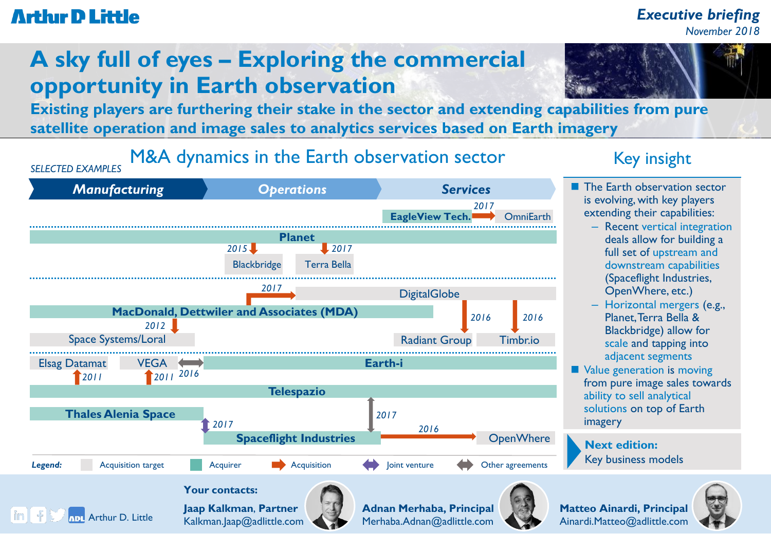# A sky full of eyes – Exploring the commercial opportunity in Earth observation

**Existing players are furthering their stake in the sector and extending capabilities from pure satellite operation and image sales to analytics services based on Earth imagery**

## M&A dynamics in the Earth observation sector

*SELECTED EXAMPLES*

**Manufacturing** | **Operations** | **Services**

- **EagleView Tech.** → OmniEarth (2017, acquisition)
- **Planet** ← Blackbridge (2015, acquisition); ← Terra Bella (2017, acquisition)
- **MacDonald, Dettwiler and Associates (MDA)** → DigitalGlobe (2017, acquisition); ← Space Systems/Loral (2012, acquisition)
- DigitalGlobe → Radiant Group (2016, acquisition); → Timbr.io (2016, acquisition)
- **Earth-i** ↔ VEGA (2016, other agreements)
- **Telespazio** ← Elsag Datamat (2011, acquisition); ← VEGA (2011, acquisition)
- **Telespazio** ↔ **Spaceflight Industries** (2017, other agreements)
- **Thales Alenia Space** ↔ **Spaceflight Industries** (2017, joint venture)
- **Spaceflight Industries** → OpenWhere (2016, acquisition)

*Legend:* Acquisition target | Acquirer | Acquisition | Joint venture | Other agreements

## Key insight

- The Earth observation sector is evolving, with key players extending their capabilities:
  - Recent vertical integration deals allow for building a full set of upstream and downstream capabilities (Spaceflight Industries, OpenWhere, etc.)
  - Horizontal mergers (e.g., Planet, Terra Bella & Blackbridge) allow for scale and tapping into adjacent segments
- Value generation is moving from pure image sales towards ability to sell analytical solutions on top of Earth imagery

**Next edition:**
Key business models

**Your contacts:**

**Jaap Kalkman, Partner**
Kalkman.Jaap@adlittle.com

**Adnan Merhaba, Principal**
Merhaba.Adnan@adlittle.com

**Matteo Ainardi, Principal**
Ainardi.Matteo@adlittle.com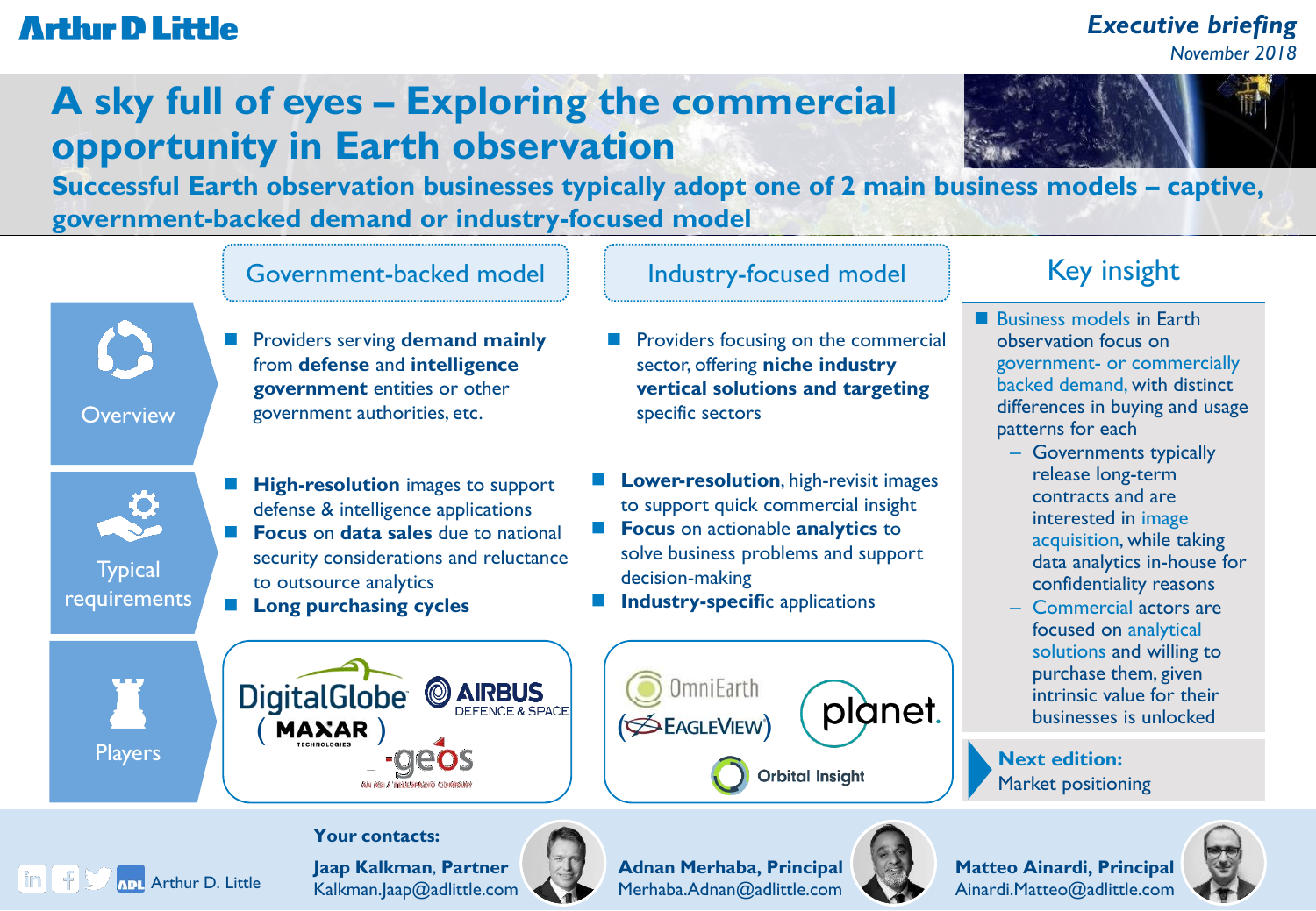Arthur D Little

**Executive briefing**
November 2018

# A sky full of eyes – Exploring the commercial opportunity in Earth observation

## Successful Earth observation businesses typically adopt one of 2 main business models – captive, government-backed demand or industry-focused model

| | Government-backed model | Industry-focused model |
|---|---|---|
| **Overview** | Providers serving **demand mainly** from **defense** and **intelligence government** entities or other government authorities, etc. | Providers focusing on the commercial sector, offering **niche industry vertical solutions and targeting** specific sectors |
| **Typical requirements** | **High-resolution** images to support defense & intelligence applications<br>**Focus** on **data sales** due to national security considerations and reluctance to outsource analytics<br>**Long purchasing cycles** | **Lower-resolution**, high-revisit images to support quick commercial insight<br>**Focus** on actionable **analytics** to solve business problems and support decision-making<br>**Industry-specific** applications |
| **Players** | DigitalGlobe (MAXAR Technologies), Airbus Defence & Space, geos | OmniEarth, EagleView, planet, Orbital Insight |

### Key insight

- Business models in Earth observation focus on government- or commercially backed demand, with distinct differences in buying and usage patterns for each
  - Governments typically release long-term contracts and are interested in image acquisition, while taking data analytics in-house for confidentiality reasons
  - Commercial actors are focused on analytical solutions and willing to purchase them, given intrinsic value for their businesses is unlocked

**Next edition:**
Market positioning

**Your contacts:**

**Jaap Kalkman, Partner**
Kalkman.Jaap@adlittle.com

**Adnan Merhaba, Principal**
Merhaba.Adnan@adlittle.com

**Matteo Ainardi, Principal**
Ainardi.Matteo@adlittle.com

Arthur D. Little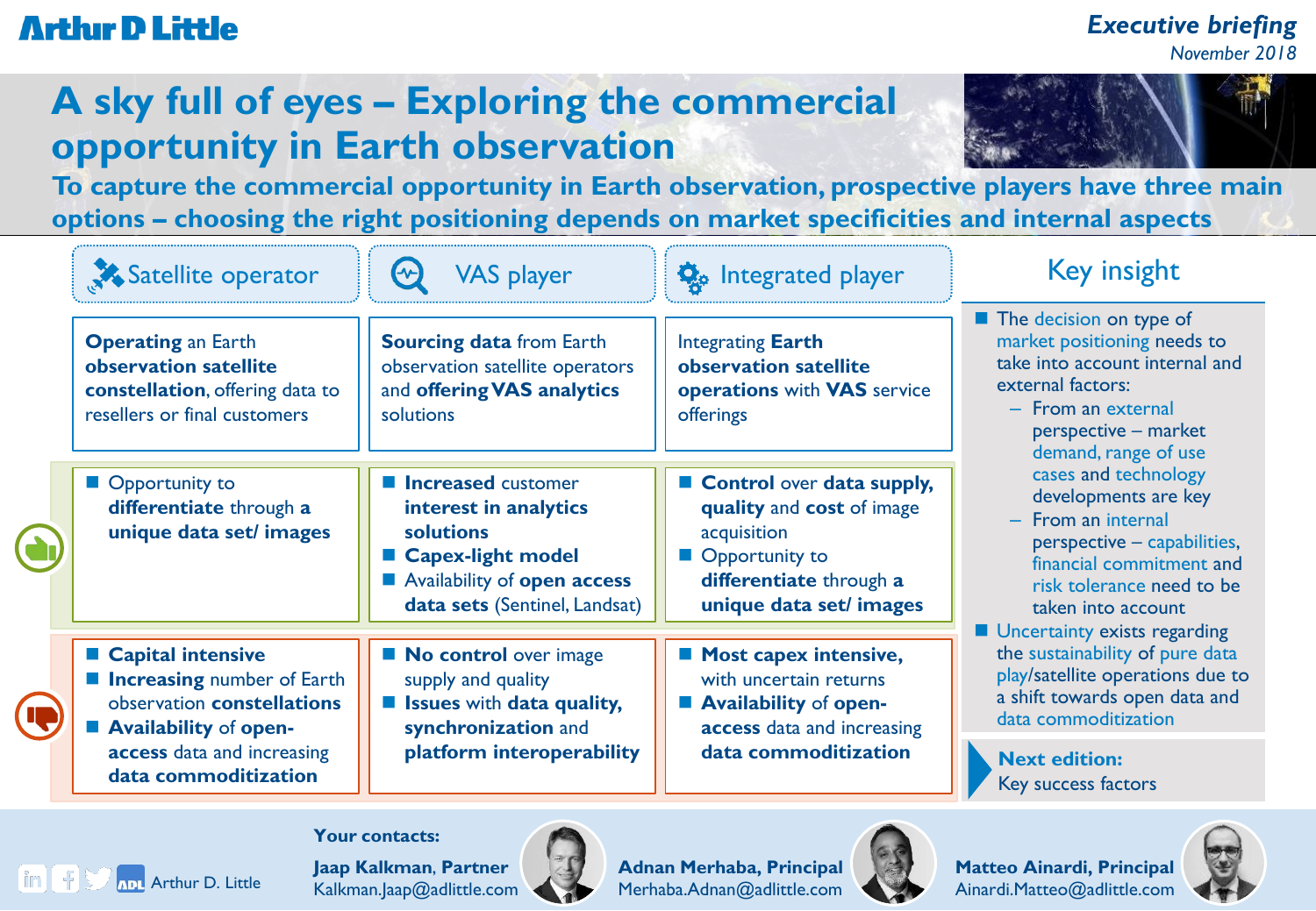Arthur D Little

*Executive briefing*
*November 2018*

# A sky full of eyes – Exploring the commercial opportunity in Earth observation

## To capture the commercial opportunity in Earth observation, prospective players have three main options – choosing the right positioning depends on market specificities and internal aspects

| | Satellite operator | VAS player | Integrated player |
|---|---|---|---|
| | **Operating** an Earth **observation satellite constellation**, offering data to resellers or final customers | **Sourcing data** from Earth observation satellite operators and **offering VAS analytics** solutions | Integrating **Earth observation satellite operations** with **VAS** service offerings |
| Pros | ■ Opportunity to **differentiate** through **a unique data set/ images** | ■ **Increased** customer **interest in analytics solutions**<br>■ **Capex-light model**<br>■ Availability of **open access data sets** (Sentinel, Landsat) | ■ **Control** over **data supply, quality** and **cost** of image acquisition<br>■ Opportunity to **differentiate** through **a unique data set/ images** |
| Cons | ■ **Capital intensive**<br>■ **Increasing** number of Earth observation **constellations**<br>■ **Availability** of **open-access** data and increasing **data commoditization** | ■ **No control** over image supply and quality<br>■ **Issues** with **data quality, synchronization** and **platform interoperability** | ■ **Most capex intensive,** with uncertain returns<br>■ **Availability** of **open-access** data and increasing **data commoditization** |

### Key insight

- The decision on type of market positioning needs to take into account internal and external factors:
  - From an external perspective – market demand, range of use cases and technology developments are key
  - From an internal perspective – capabilities, financial commitment and risk tolerance need to be taken into account
- Uncertainty exists regarding the sustainability of pure data play/satellite operations due to a shift towards open data and data commoditization

**Next edition:**
Key success factors

**Your contacts:**

**Jaap Kalkman, Partner**
Kalkman.Jaap@adlittle.com

**Adnan Merhaba, Principal**
Merhaba.Adnan@adlittle.com

**Matteo Ainardi, Principal**
Ainardi.Matteo@adlittle.com

Arthur D. Little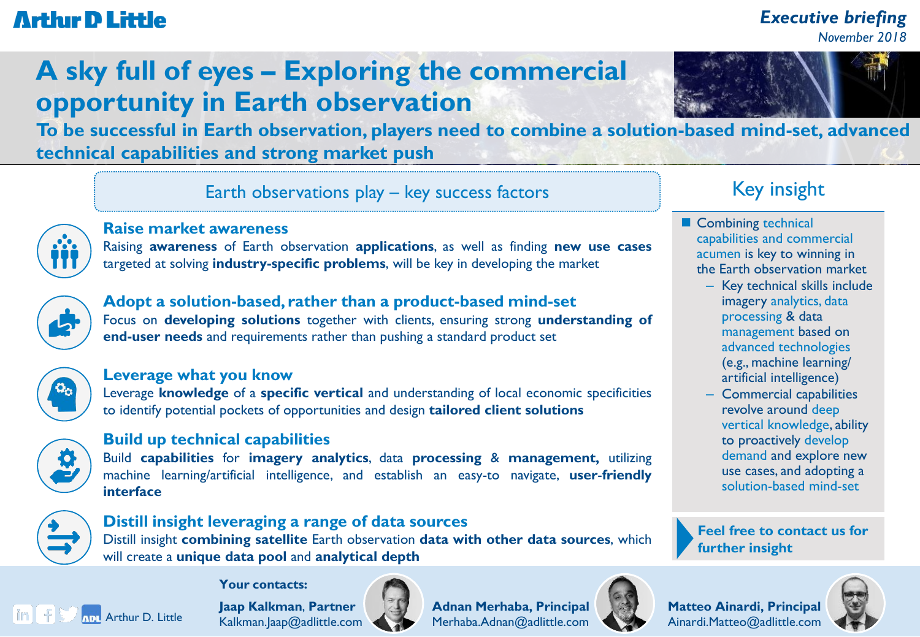Arthur D Little

*Executive briefing*
*November 2018*

# A sky full of eyes – Exploring the commercial opportunity in Earth observation

## To be successful in Earth observation, players need to combine a solution-based mind-set, advanced technical capabilities and strong market push

### Earth observations play – key success factors

**Raise market awareness**

Raising **awareness** of Earth observation **applications**, as well as finding **new use cases** targeted at solving **industry-specific problems**, will be key in developing the market

**Adopt a solution-based, rather than a product-based mind-set**

Focus on **developing solutions** together with clients, ensuring strong **understanding of end-user needs** and requirements rather than pushing a standard product set

**Leverage what you know**

Leverage **knowledge** of a **specific vertical** and understanding of local economic specificities to identify potential pockets of opportunities and design **tailored client solutions**

**Build up technical capabilities**

Build **capabilities** for **imagery analytics**, data **processing** & **management,** utilizing machine learning/artificial intelligence, and establish an easy-to navigate, **user-friendly interface**

**Distill insight leveraging a range of data sources**

Distill insight **combining satellite** Earth observation **data with other data sources**, which will create a **unique data pool** and **analytical depth**

### Key insight

- Combining technical capabilities and commercial acumen is key to winning in the Earth observation market
  - Key technical skills include imagery analytics, data processing & data management based on advanced technologies (e.g., machine learning/ artificial intelligence)
  - Commercial capabilities revolve around deep vertical knowledge, ability to proactively develop demand and explore new use cases, and adopting a solution-based mind-set

**Feel free to contact us for further insight**

**Your contacts:**

**Jaap Kalkman**, **Partner**
Kalkman.Jaap@adlittle.com

**Adnan Merhaba, Principal**
Merhaba.Adnan@adlittle.com

**Matteo Ainardi, Principal**
Ainardi.Matteo@adlittle.com

Arthur D. Little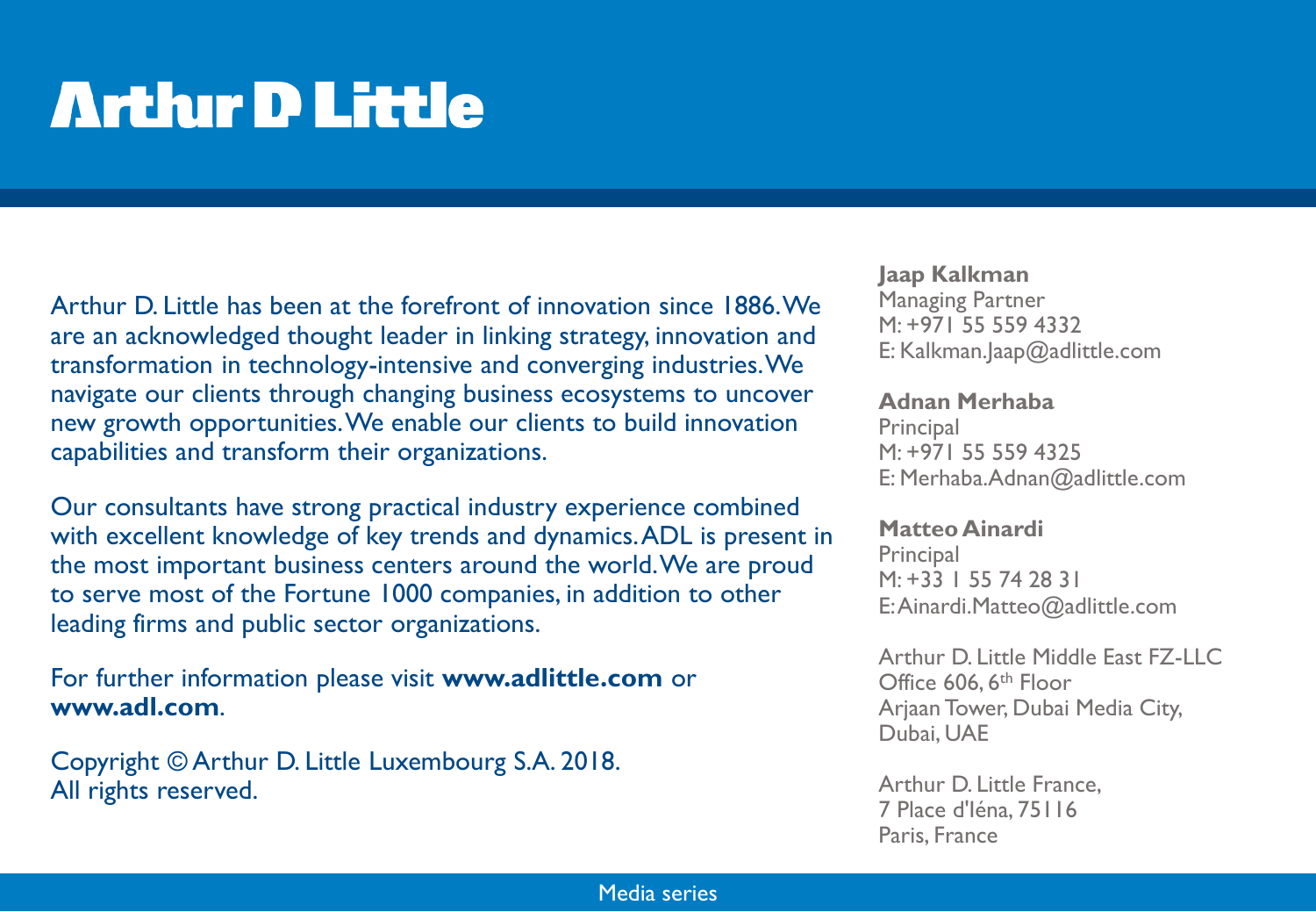# Arthur D Little

Arthur D. Little has been at the forefront of innovation since 1886. We are an acknowledged thought leader in linking strategy, innovation and transformation in technology-intensive and converging industries. We navigate our clients through changing business ecosystems to uncover new growth opportunities. We enable our clients to build innovation capabilities and transform their organizations.

Our consultants have strong practical industry experience combined with excellent knowledge of key trends and dynamics. ADL is present in the most important business centers around the world. We are proud to serve most of the Fortune 1000 companies, in addition to other leading firms and public sector organizations.

For further information please visit **www.adlittle.com** or **www.adl.com**.

Copyright © Arthur D. Little Luxembourg S.A. 2018.
All rights reserved.

**Jaap Kalkman**
Managing Partner
M: +971 55 559 4332
E: Kalkman.Jaap@adlittle.com

**Adnan Merhaba**
Principal
M: +971 55 559 4325
E: Merhaba.Adnan@adlittle.com

**Matteo Ainardi**
Principal
M: +33 1 55 74 28 31
E: Ainardi.Matteo@adlittle.com

Arthur D. Little Middle East FZ-LLC
Office 606, 6th Floor
Arjaan Tower, Dubai Media City,
Dubai, UAE

Arthur D. Little France,
7 Place d'Iéna, 75116
Paris, France